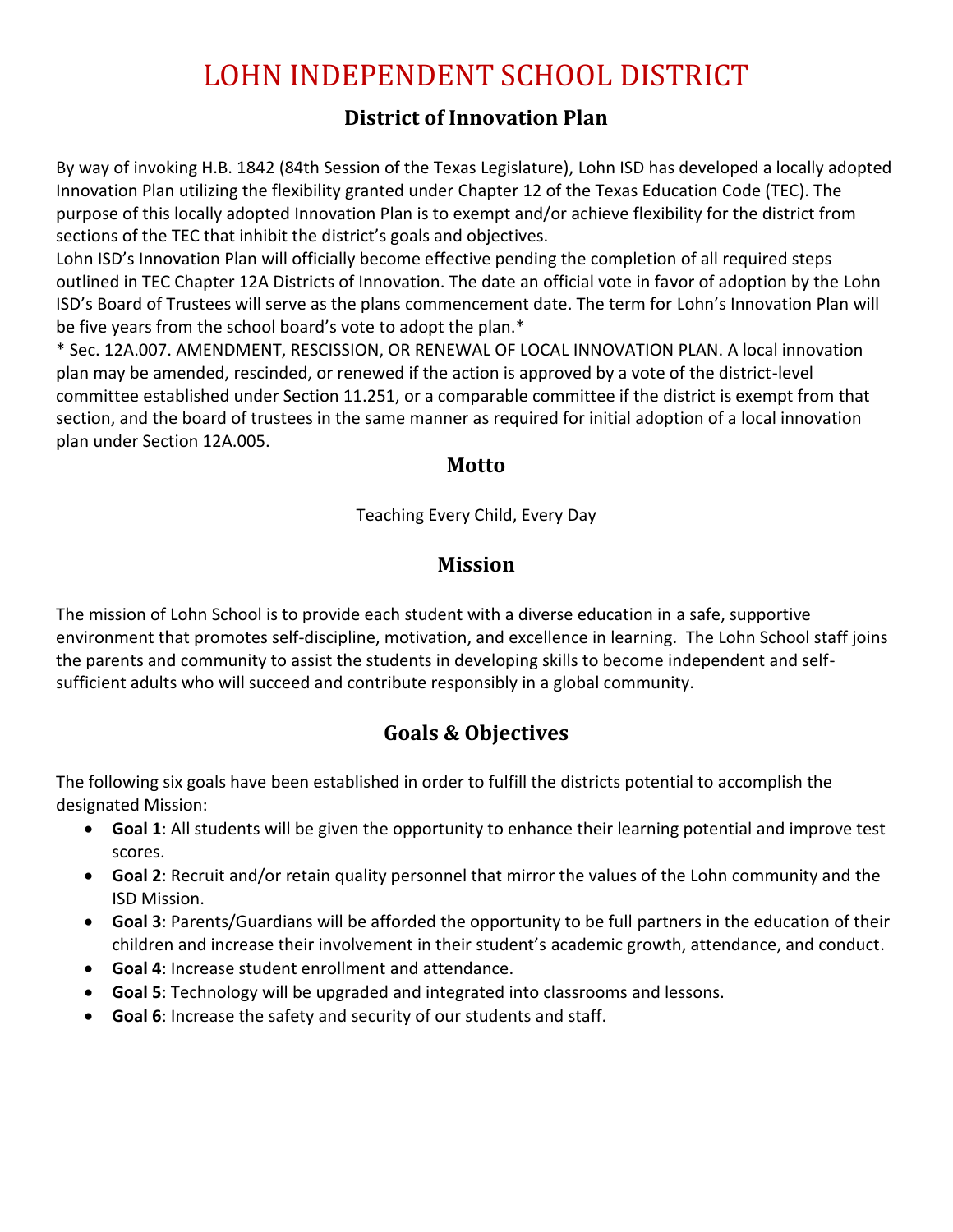# LOHN INDEPENDENT SCHOOL DISTRICT

## District of Innovation Plan

By way of invoking H.B. 1842 (84th Session of the Texas Legislature), Lohn ISD has developed a locally adopted Innovation Plan utilizing the flexibility granted under Chapter 12 of the Texas Education Code (TEC). The purpose of this locally adopted Innovation Plan is to exempt and/or achieve flexibility for the district from sections of the TEC that inhibit the district's goals and objectives.

Lohn ISD's Innovation Plan will officially become effective pending the completion of all required steps outlined in TEC Chapter 12A Districts of Innovation. The date an official vote in favor of adoption by the Lohn ISD's Board of Trustees will serve as the plans commencement date. The term for Lohn's Innovation Plan will be five years from the school board's vote to adopt the plan.*

* Sec. 12A.007. AMENDMENT, RESCISSION, OR RENEWAL OF LOCAL INNOVATION PLAN. A local innovation plan may be amended, rescinded, or renewed if the action is approved by a vote of the district-level committee established under Section 11.251, or a comparable committee if the district is exempt from that section, and the board of trustees in the same manner as required for initial adoption of a local innovation plan under Section 12A.005.

### Motto

Teaching Every Child, Every Day

### Mission

The mission of Lohn School is to provide each student with a diverse education in a safe, supportive environment that promotes self-discipline, motivation, and excellence in learning. The Lohn School staff joins the parents and community to assist the students in developing skills to become independent and self-sufficient adults who will succeed and contribute responsibly in a global community.

### Goals & Objectives

The following six goals have been established in order to fulfill the districts potential to accomplish the designated Mission:

- **Goal 1**: All students will be given the opportunity to enhance their learning potential and improve test scores.
- **Goal 2**: Recruit and/or retain quality personnel that mirror the values of the Lohn community and the ISD Mission.
- **Goal 3**: Parents/Guardians will be afforded the opportunity to be full partners in the education of their children and increase their involvement in their student's academic growth, attendance, and conduct.
- **Goal 4**: Increase student enrollment and attendance.
- **Goal 5**: Technology will be upgraded and integrated into classrooms and lessons.
- **Goal 6**: Increase the safety and security of our students and staff.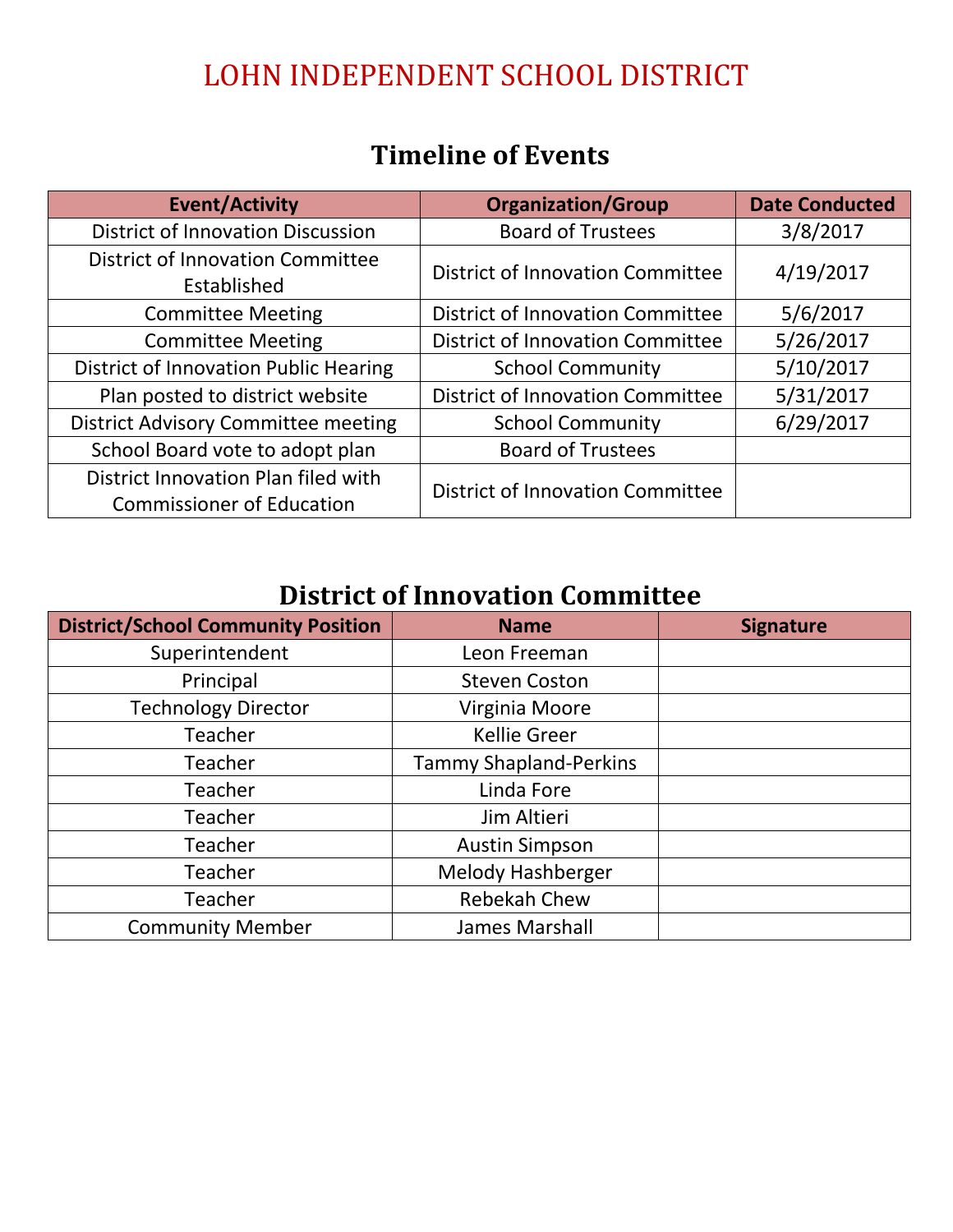# LOHN INDEPENDENT SCHOOL DISTRICT

## Timeline of Events

| Event/Activity | Organization/Group | Date Conducted |
|---|---|---|
| District of Innovation Discussion | Board of Trustees | 3/8/2017 |
| District of Innovation Committee Established | District of Innovation Committee | 4/19/2017 |
| Committee Meeting | District of Innovation Committee | 5/6/2017 |
| Committee Meeting | District of Innovation Committee | 5/26/2017 |
| District of Innovation Public Hearing | School Community | 5/10/2017 |
| Plan posted to district website | District of Innovation Committee | 5/31/2017 |
| District Advisory Committee meeting | School Community | 6/29/2017 |
| School Board vote to adopt plan | Board of Trustees | |
| District Innovation Plan filed with Commissioner of Education | District of Innovation Committee | |

## District of Innovation Committee

| District/School Community Position | Name | Signature |
|---|---|---|
| Superintendent | Leon Freeman | |
| Principal | Steven Coston | |
| Technology Director | Virginia Moore | |
| Teacher | Kellie Greer | |
| Teacher | Tammy Shapland-Perkins | |
| Teacher | Linda Fore | |
| Teacher | Jim Altieri | |
| Teacher | Austin Simpson | |
| Teacher | Melody Hashberger | |
| Teacher | Rebekah Chew | |
| Community Member | James Marshall | |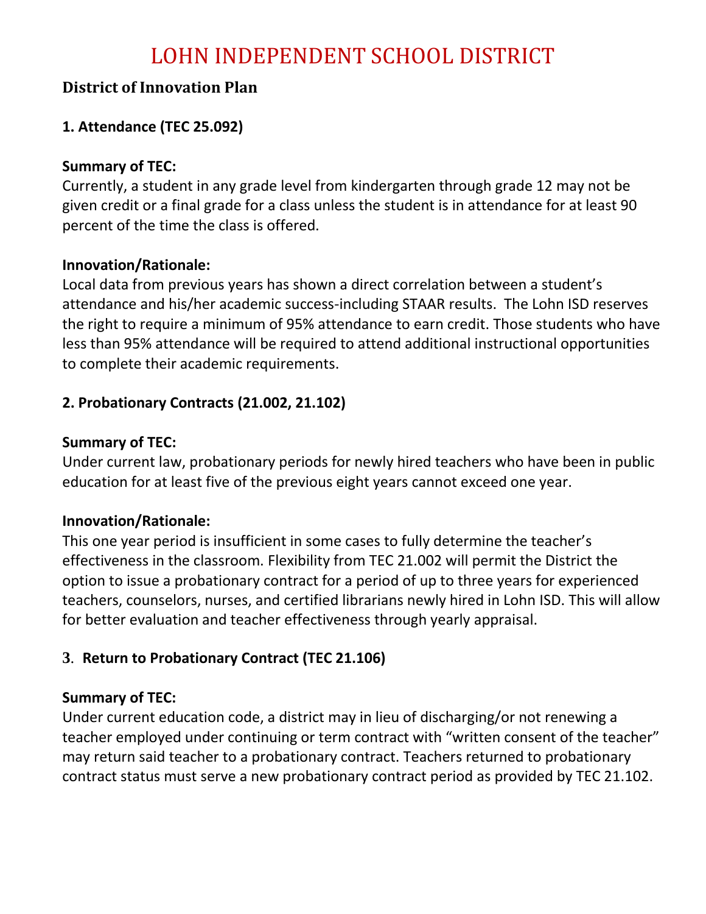# LOHN INDEPENDENT SCHOOL DISTRICT

## District of Innovation Plan

### 1. Attendance (TEC 25.092)

**Summary of TEC:**
Currently, a student in any grade level from kindergarten through grade 12 may not be given credit or a final grade for a class unless the student is in attendance for at least 90 percent of the time the class is offered.

**Innovation/Rationale:**
Local data from previous years has shown a direct correlation between a student's attendance and his/her academic success-including STAAR results. The Lohn ISD reserves the right to require a minimum of 95% attendance to earn credit. Those students who have less than 95% attendance will be required to attend additional instructional opportunities to complete their academic requirements.

### 2. Probationary Contracts (21.002, 21.102)

**Summary of TEC:**
Under current law, probationary periods for newly hired teachers who have been in public education for at least five of the previous eight years cannot exceed one year.

**Innovation/Rationale:**
This one year period is insufficient in some cases to fully determine the teacher's effectiveness in the classroom. Flexibility from TEC 21.002 will permit the District the option to issue a probationary contract for a period of up to three years for experienced teachers, counselors, nurses, and certified librarians newly hired in Lohn ISD. This will allow for better evaluation and teacher effectiveness through yearly appraisal.

### 3. Return to Probationary Contract (TEC 21.106)

**Summary of TEC:**
Under current education code, a district may in lieu of discharging/or not renewing a teacher employed under continuing or term contract with "written consent of the teacher" may return said teacher to a probationary contract. Teachers returned to probationary contract status must serve a new probationary contract period as provided by TEC 21.102.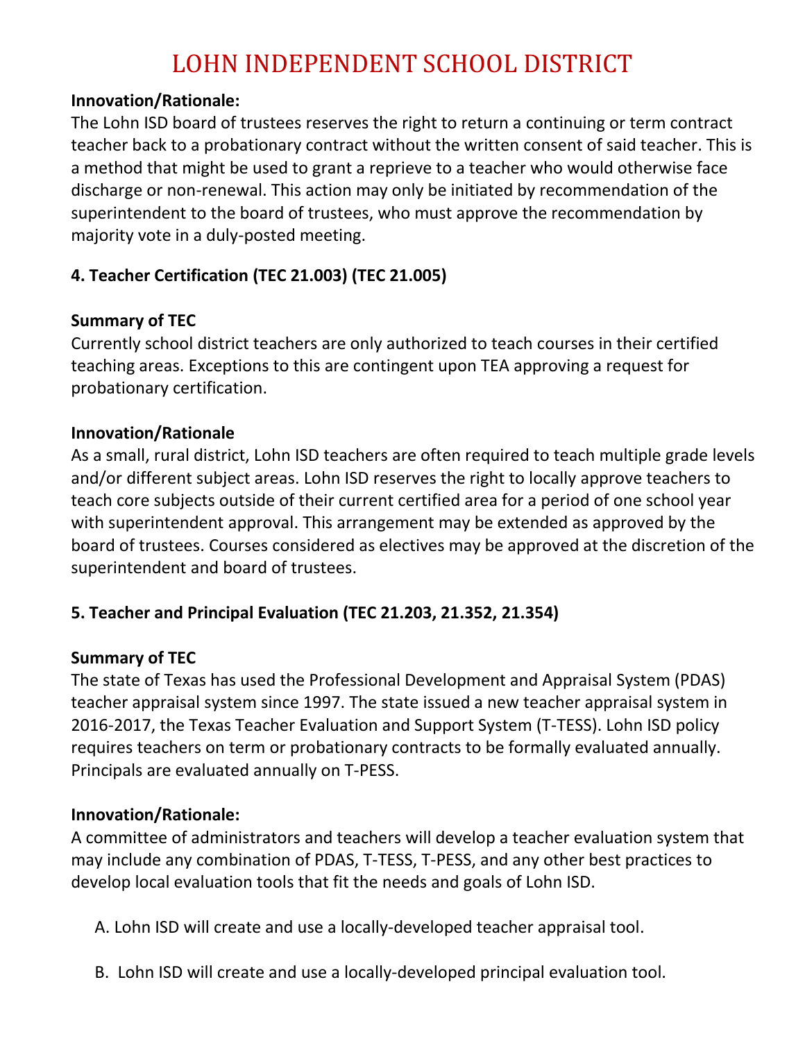# LOHN INDEPENDENT SCHOOL DISTRICT

**Innovation/Rationale:**
The Lohn ISD board of trustees reserves the right to return a continuing or term contract teacher back to a probationary contract without the written consent of said teacher. This is a method that might be used to grant a reprieve to a teacher who would otherwise face discharge or non-renewal. This action may only be initiated by recommendation of the superintendent to the board of trustees, who must approve the recommendation by majority vote in a duly-posted meeting.

## 4. Teacher Certification (TEC 21.003) (TEC 21.005)

**Summary of TEC**
Currently school district teachers are only authorized to teach courses in their certified teaching areas. Exceptions to this are contingent upon TEA approving a request for probationary certification.

**Innovation/Rationale**
As a small, rural district, Lohn ISD teachers are often required to teach multiple grade levels and/or different subject areas. Lohn ISD reserves the right to locally approve teachers to teach core subjects outside of their current certified area for a period of one school year with superintendent approval. This arrangement may be extended as approved by the board of trustees. Courses considered as electives may be approved at the discretion of the superintendent and board of trustees.

## 5. Teacher and Principal Evaluation (TEC 21.203, 21.352, 21.354)

**Summary of TEC**
The state of Texas has used the Professional Development and Appraisal System (PDAS) teacher appraisal system since 1997. The state issued a new teacher appraisal system in 2016-2017, the Texas Teacher Evaluation and Support System (T-TESS). Lohn ISD policy requires teachers on term or probationary contracts to be formally evaluated annually. Principals are evaluated annually on T-PESS.

**Innovation/Rationale:**
A committee of administrators and teachers will develop a teacher evaluation system that may include any combination of PDAS, T-TESS, T-PESS, and any other best practices to develop local evaluation tools that fit the needs and goals of Lohn ISD.

A. Lohn ISD will create and use a locally-developed teacher appraisal tool.

B. Lohn ISD will create and use a locally-developed principal evaluation tool.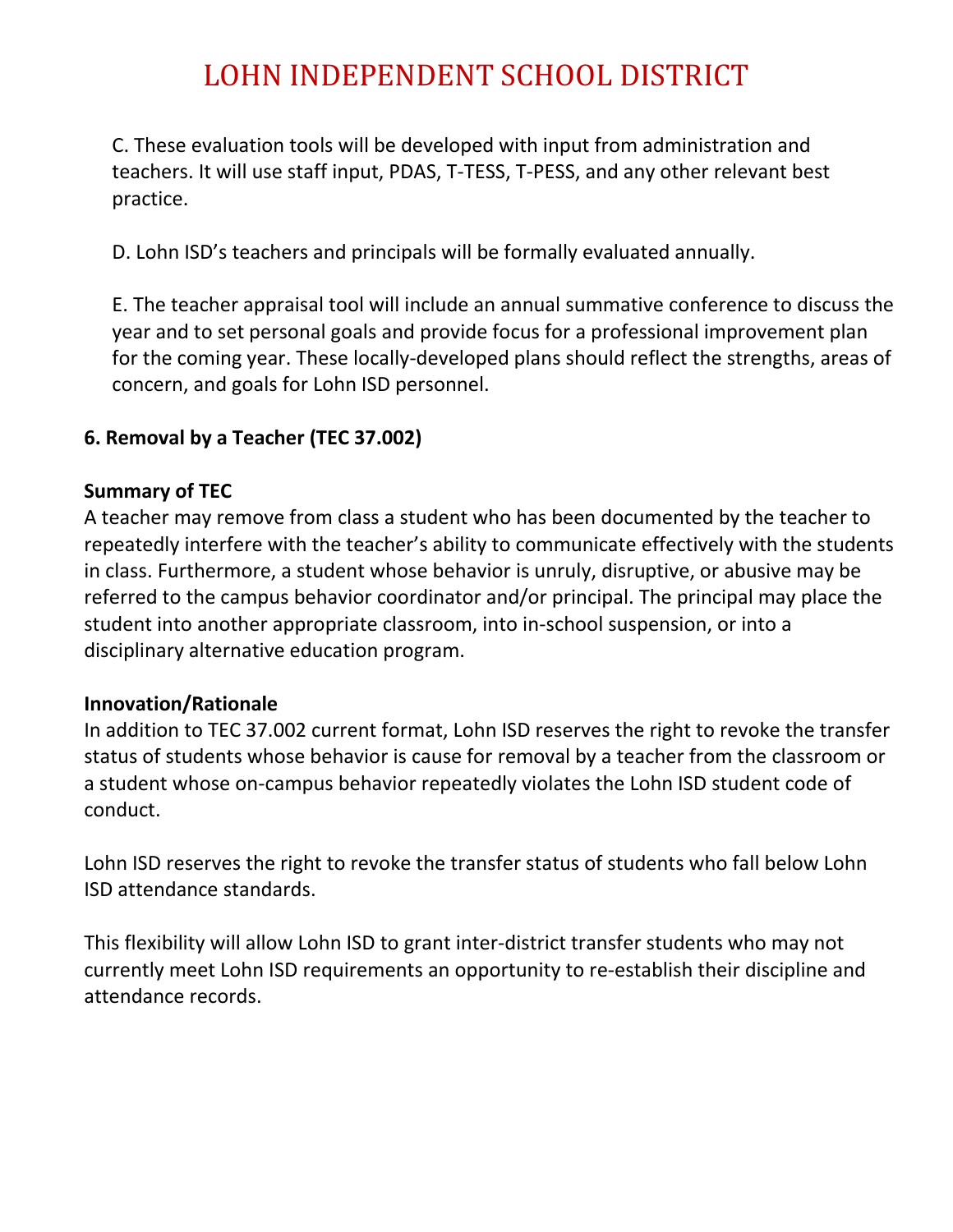C. These evaluation tools will be developed with input from administration and teachers. It will use staff input, PDAS, T-TESS, T-PESS, and any other relevant best practice.

D. Lohn ISD's teachers and principals will be formally evaluated annually.

E. The teacher appraisal tool will include an annual summative conference to discuss the year and to set personal goals and provide focus for a professional improvement plan for the coming year. These locally-developed plans should reflect the strengths, areas of concern, and goals for Lohn ISD personnel.

**6. Removal by a Teacher (TEC 37.002)**

**Summary of TEC**

A teacher may remove from class a student who has been documented by the teacher to repeatedly interfere with the teacher's ability to communicate effectively with the students in class. Furthermore, a student whose behavior is unruly, disruptive, or abusive may be referred to the campus behavior coordinator and/or principal. The principal may place the student into another appropriate classroom, into in-school suspension, or into a disciplinary alternative education program.

**Innovation/Rationale**

In addition to TEC 37.002 current format, Lohn ISD reserves the right to revoke the transfer status of students whose behavior is cause for removal by a teacher from the classroom or a student whose on-campus behavior repeatedly violates the Lohn ISD student code of conduct.

Lohn ISD reserves the right to revoke the transfer status of students who fall below Lohn ISD attendance standards.

This flexibility will allow Lohn ISD to grant inter-district transfer students who may not currently meet Lohn ISD requirements an opportunity to re-establish their discipline and attendance records.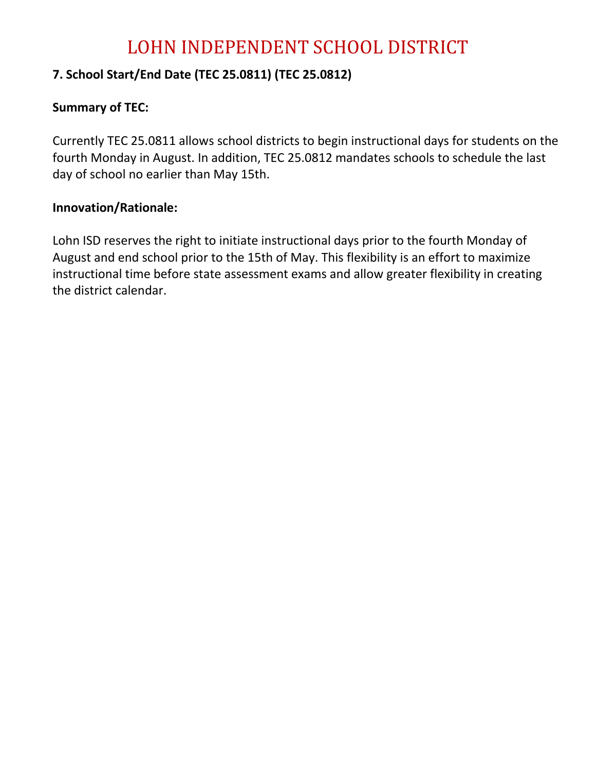# LOHN INDEPENDENT SCHOOL DISTRICT

**7. School Start/End Date (TEC 25.0811) (TEC 25.0812)**

**Summary of TEC:**

Currently TEC 25.0811 allows school districts to begin instructional days for students on the fourth Monday in August. In addition, TEC 25.0812 mandates schools to schedule the last day of school no earlier than May 15th.

**Innovation/Rationale:**

Lohn ISD reserves the right to initiate instructional days prior to the fourth Monday of August and end school prior to the 15th of May. This flexibility is an effort to maximize instructional time before state assessment exams and allow greater flexibility in creating the district calendar.